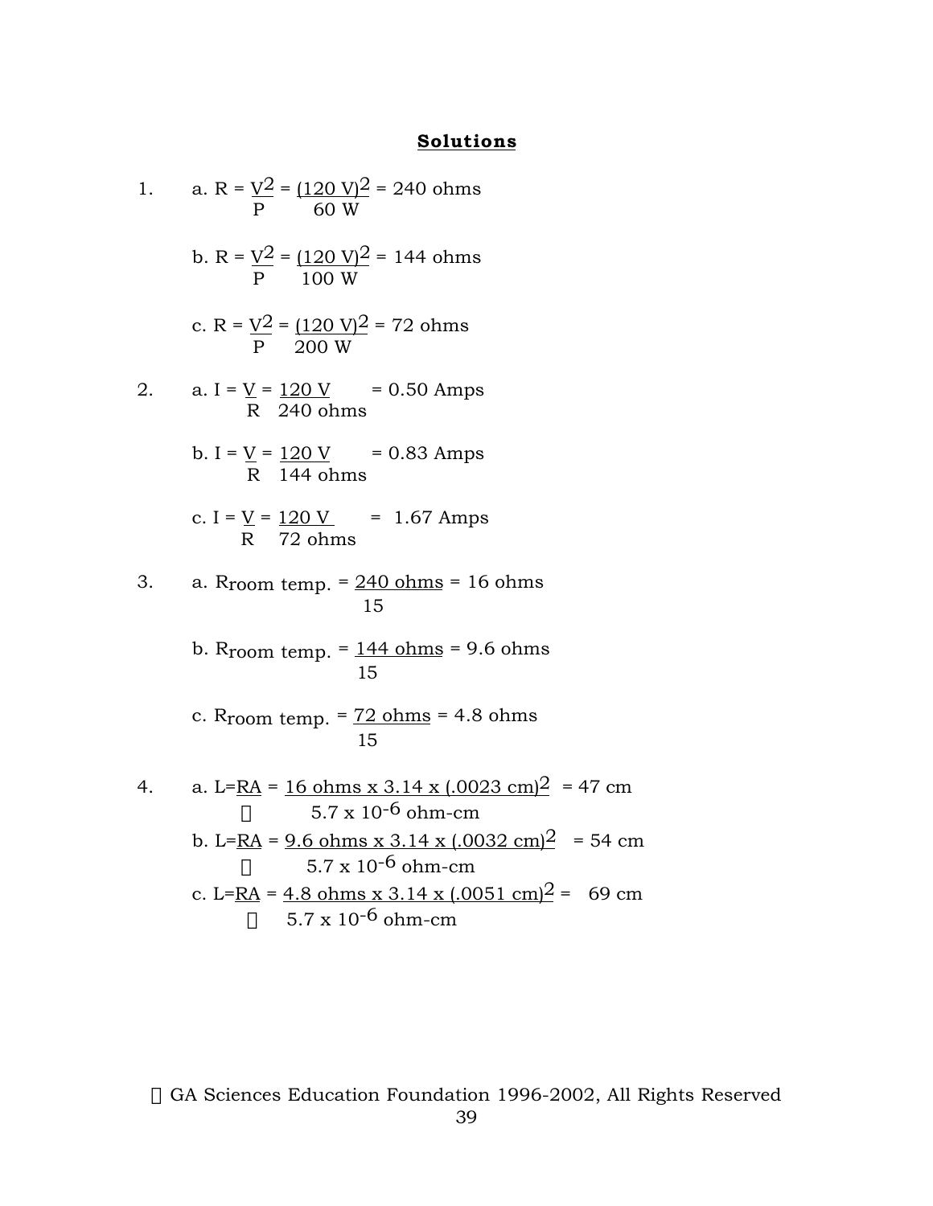## Solutions

1. a. $R = \frac{V^2}{P} = \frac{(120\ V)^2}{60\ W} = 240$ ohms

   b. $R = \frac{V^2}{P} = \frac{(120\ V)^2}{100\ W} = 144$ ohms

   c. $R = \frac{V^2}{P} = \frac{(120\ V)^2}{200\ W} = 72$ ohms

2. a. $I = \frac{V}{R} = \frac{120\ V}{240\ ohms} = 0.50$ Amps

   b. $I = \frac{V}{R} = \frac{120\ V}{144\ ohms} = 0.83$ Amps

   c. $I = \frac{V}{R} = \frac{120\ V}{72\ ohms} = 1.67$ Amps

3. a. $R_{room\ temp.} = \frac{240\ ohms}{15} = 16$ ohms

   b. $R_{room\ temp.} = \frac{144\ ohms}{15} = 9.6$ ohms

   c. $R_{room\ temp.} = \frac{72\ ohms}{15} = 4.8$ ohms

4. a. $L = \frac{RA}{\rho} = \frac{16\ ohms \times 3.14 \times (.0023\ cm)^2}{5.7 \times 10^{-6}\ ohm\text{-}cm} = 47$ cm

   b. $L = \frac{RA}{\rho} = \frac{9.6\ ohms \times 3.14 \times (.0032\ cm)^2}{5.7 \times 10^{-6}\ ohm\text{-}cm} = 54$ cm

   c. $L = \frac{RA}{\rho} = \frac{4.8\ ohms \times 3.14 \times (.0051\ cm)^2}{5.7 \times 10^{-6}\ ohm\text{-}cm} = 69$ cm

© GA Sciences Education Foundation 1996-2002, All Rights Reserved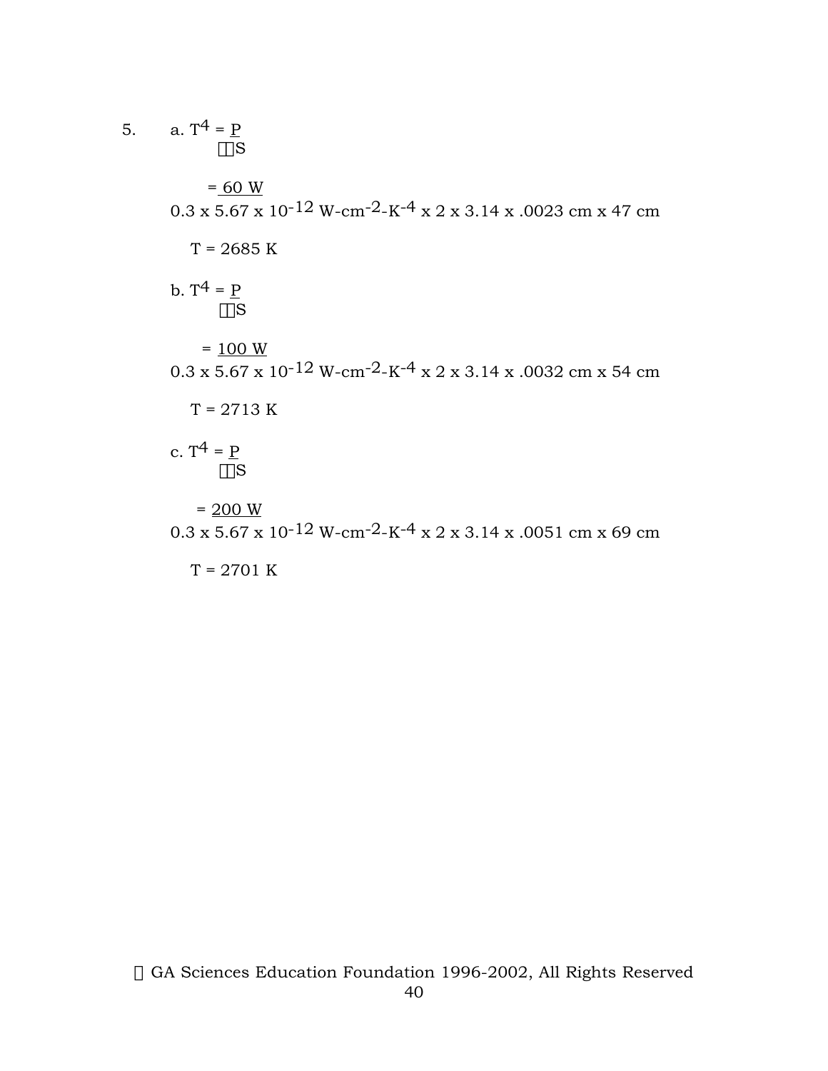5. a. $T^4 = \dfrac{P}{\square\square S}$

$$= \frac{60 \text{ W}}{0.3 \times 5.67 \times 10^{-12} \text{ W-cm}^{-2}\text{-K}^{-4} \times 2 \times 3.14 \times .0023 \text{ cm} \times 47 \text{ cm}}$$

$T = 2685$ K

b. $T^4 = \dfrac{P}{\square\square S}$

$$= \frac{100 \text{ W}}{0.3 \times 5.67 \times 10^{-12} \text{ W-cm}^{-2}\text{-K}^{-4} \times 2 \times 3.14 \times .0032 \text{ cm} \times 54 \text{ cm}}$$

$T = 2713$ K

c. $T^4 = \dfrac{P}{\square\square S}$

$$= \frac{200 \text{ W}}{0.3 \times 5.67 \times 10^{-12} \text{ W-cm}^{-2}\text{-K}^{-4} \times 2 \times 3.14 \times .0051 \text{ cm} \times 69 \text{ cm}}$$

$T = 2701$ K

 GA Sciences Education Foundation 1996-2002, All Rights Reserved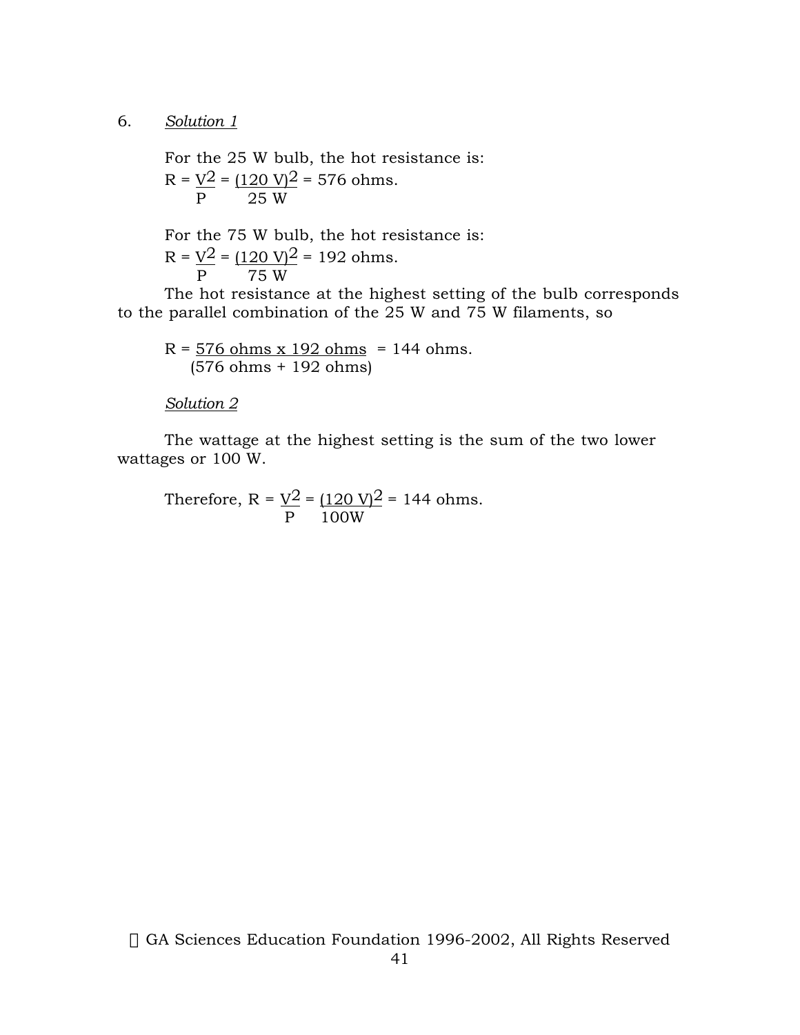6. *Solution 1*

For the 25 W bulb, the hot resistance is:

$$R = \frac{V^2}{P} = \frac{(120\ \text{V})^2}{25\ \text{W}} = 576\ \text{ohms}.$$

For the 75 W bulb, the hot resistance is:

$$R = \frac{V^2}{P} = \frac{(120\ \text{V})^2}{75\ \text{W}} = 192\ \text{ohms}.$$

The hot resistance at the highest setting of the bulb corresponds to the parallel combination of the 25 W and 75 W filaments, so

$$R = \frac{576\ \text{ohms} \times 192\ \text{ohms}}{(576\ \text{ohms} + 192\ \text{ohms})} = 144\ \text{ohms}.$$

*Solution 2*

The wattage at the highest setting is the sum of the two lower wattages or 100 W.

Therefore, $R = \frac{V^2}{P} = \frac{(120\ \text{V})^2}{100\text{W}} = 144$ ohms.

© GA Sciences Education Foundation 1996-2002, All Rights Reserved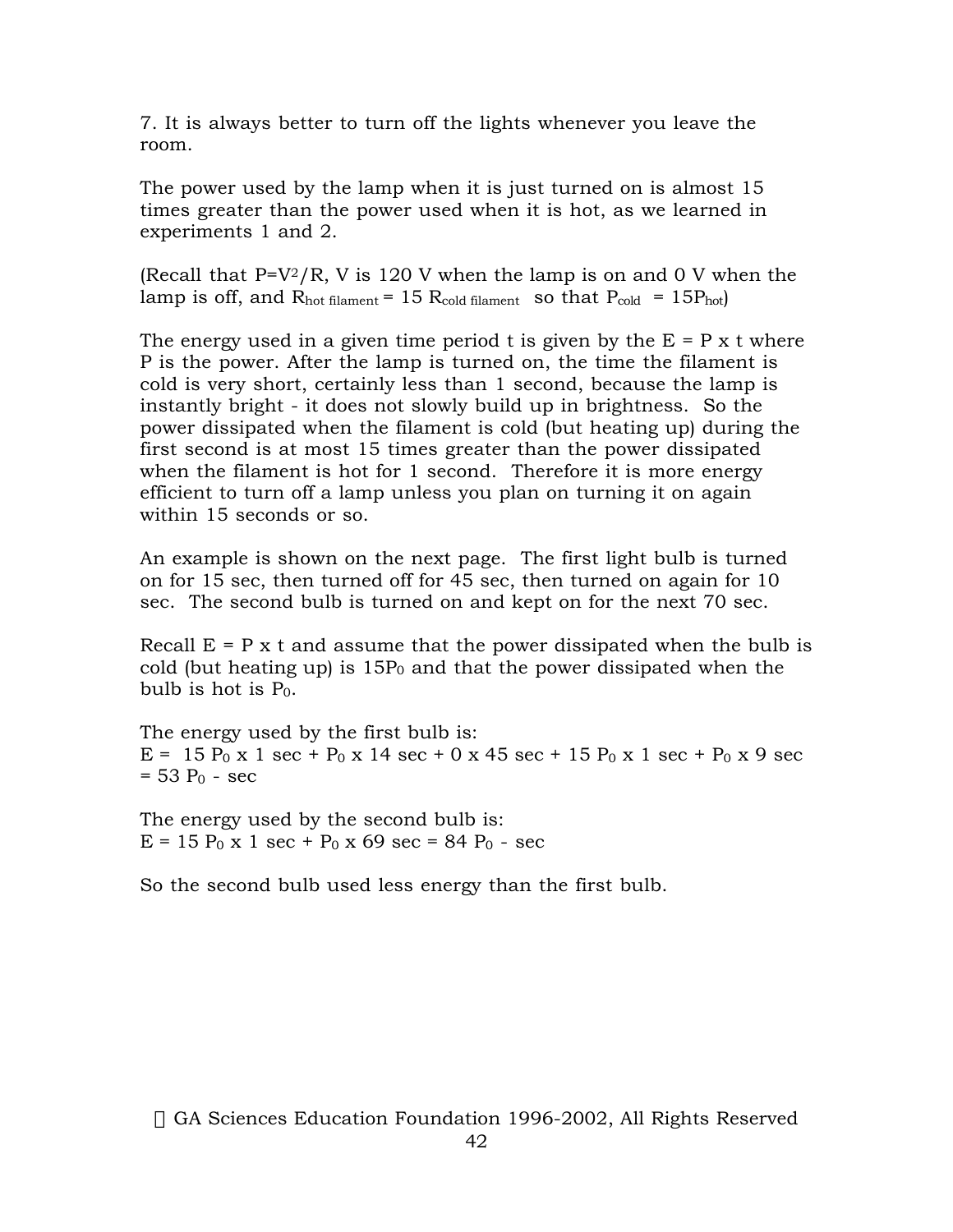7. It is always better to turn off the lights whenever you leave the room.

The power used by the lamp when it is just turned on is almost 15 times greater than the power used when it is hot, as we learned in experiments 1 and 2.

(Recall that $P=V^2/R$, V is 120 V when the lamp is on and 0 V when the lamp is off, and $R_{hot\ filament} = 15\ R_{cold\ filament}$ so that $P_{cold} = 15P_{hot}$)

The energy used in a given time period t is given by the E = P x t where P is the power. After the lamp is turned on, the time the filament is cold is very short, certainly less than 1 second, because the lamp is instantly bright - it does not slowly build up in brightness. So the power dissipated when the filament is cold (but heating up) during the first second is at most 15 times greater than the power dissipated when the filament is hot for 1 second. Therefore it is more energy efficient to turn off a lamp unless you plan on turning it on again within 15 seconds or so.

An example is shown on the next page. The first light bulb is turned on for 15 sec, then turned off for 45 sec, then turned on again for 10 sec. The second bulb is turned on and kept on for the next 70 sec.

Recall E = P x t and assume that the power dissipated when the bulb is cold (but heating up) is $15P_0$ and that the power dissipated when the bulb is hot is $P_0$.

The energy used by the first bulb is:
$E = 15\ P_0 \times 1\text{ sec} + P_0 \times 14\text{ sec} + 0 \times 45\text{ sec} + 15\ P_0 \times 1\text{ sec} + P_0 \times 9\text{ sec} = 53\ P_0 - \text{sec}$

The energy used by the second bulb is:
$E = 15\ P_0 \times 1\text{ sec} + P_0 \times 69\text{ sec} = 84\ P_0 - \text{sec}$

So the second bulb used less energy than the first bulb.

© GA Sciences Education Foundation 1996-2002, All Rights Reserved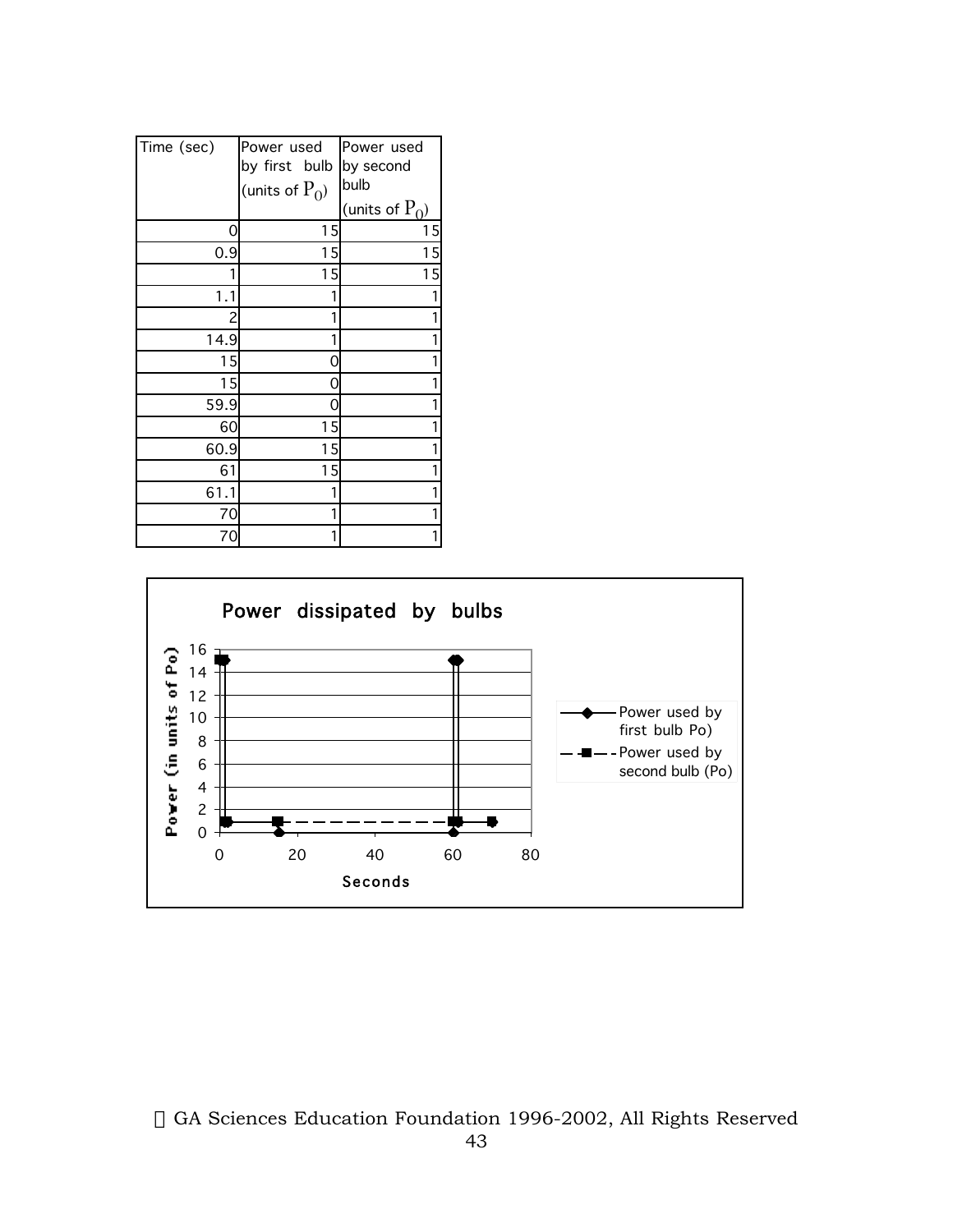| Time (sec) | Power used by first bulb (units of $P_0$) | Power used by second bulb (units of $P_0$) |
|---|---|---|
| 0 | 15 | 15 |
| 0.9 | 15 | 15 |
| 1 | 15 | 15 |
| 1.1 | 1 | 1 |
| 2 | 1 | 1 |
| 14.9 | 1 | 1 |
| 15 | 0 | 1 |
| 15 | 0 | 1 |
| 59.9 | 0 | 1 |
| 60 | 15 | 1 |
| 60.9 | 15 | 1 |
| 61 | 15 | 1 |
| 61.1 | 1 | 1 |
| 70 | 1 | 1 |
| 70 | 1 | 1 |

Power dissipated by bulbs

Power (in units of Po)

16
14
12
10
8
6
4
2
0

0 20 40 60 80

Seconds

Power used by first bulb Po)

Power used by second bulb (Po)